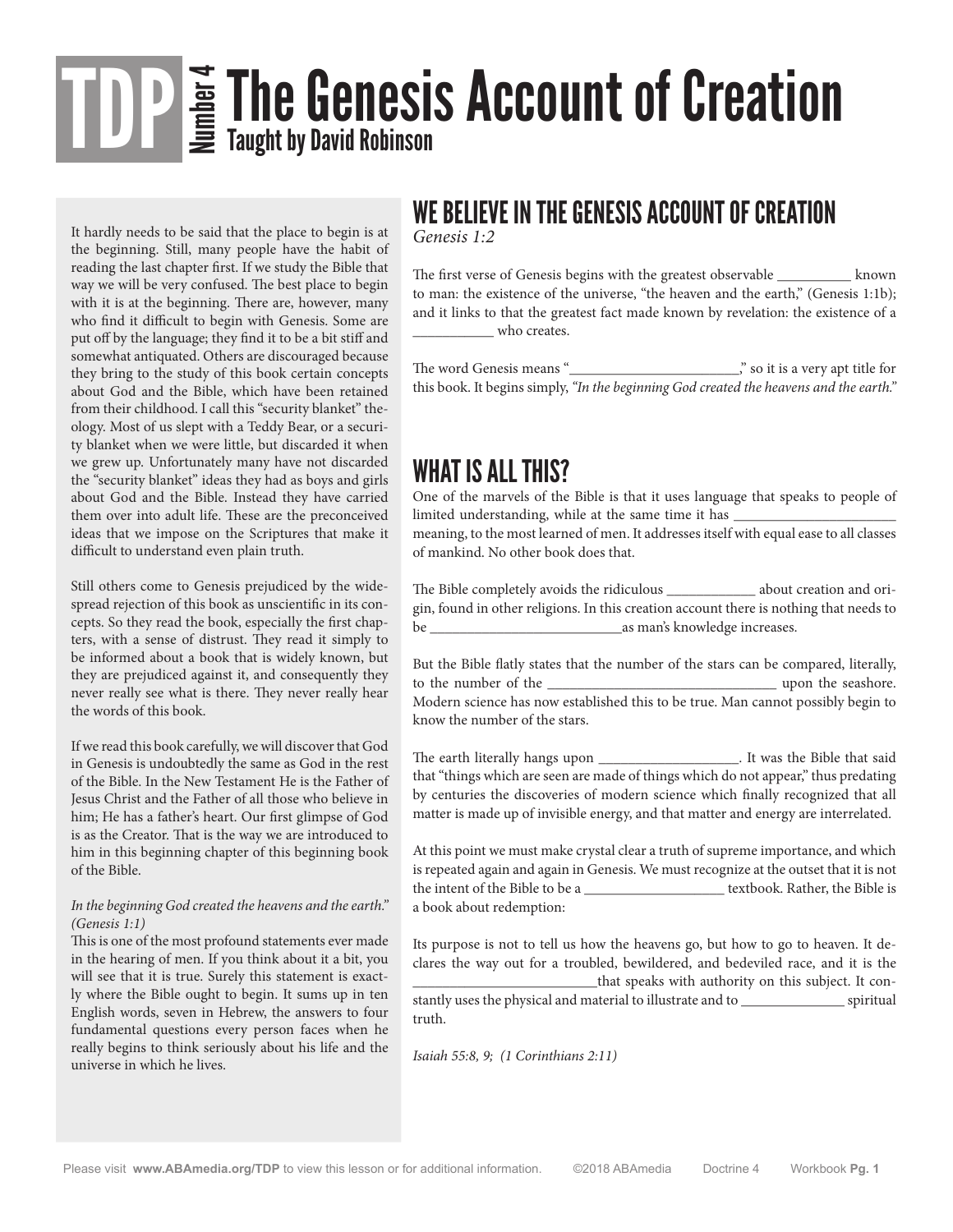# TDP Number 4 The Genesis Account of Creation

**Taught by David Robinson**

It hardly needs to be said that the place to begin is at the beginning. Still, many people have the habit of reading the last chapter first. If we study the Bible that way we will be very confused. The best place to begin with it is at the beginning. There are, however, many who find it difficult to begin with Genesis. Some are put off by the language; they find it to be a bit stiff and somewhat antiquated. Others are discouraged because they bring to the study of this book certain concepts about God and the Bible, which have been retained from their childhood. I call this "security blanket" theology. Most of us slept with a Teddy Bear, or a security blanket when we were little, but discarded it when we grew up. Unfortunately many have not discarded the "security blanket" ideas they had as boys and girls about God and the Bible. Instead they have carried them over into adult life. These are the preconceived ideas that we impose on the Scriptures that make it difficult to understand even plain truth.

Still others come to Genesis prejudiced by the widespread rejection of this book as unscientific in its concepts. So they read the book, especially the first chapters, with a sense of distrust. They read it simply to be informed about a book that is widely known, but they are prejudiced against it, and consequently they never really see what is there. They never really hear the words of this book.

If we read this book carefully, we will discover that God in Genesis is undoubtedly the same as God in the rest of the Bible. In the New Testament He is the Father of Jesus Christ and the Father of all those who believe in him; He has a father's heart. Our first glimpse of God is as the Creator. That is the way we are introduced to him in this beginning chapter of this beginning book of the Bible.

*In the beginning God created the heavens and the earth." (Genesis 1:1)*

This is one of the most profound statements ever made in the hearing of men. If you think about it a bit, you will see that it is true. Surely this statement is exactly where the Bible ought to begin. It sums up in ten English words, seven in Hebrew, the answers to four fundamental questions every person faces when he really begins to think seriously about his life and the universe in which he lives.

## WE BELIEVE IN THE GENESIS ACCOUNT OF CREATION

*Genesis 1:2*

The first verse of Genesis begins with the greatest observable __________ known to man: the existence of the universe, "the heaven and the earth," (Genesis 1:1b); and it links to that the greatest fact made known by revelation: the existence of a ___________ who creates.

The word Genesis means "_______________________," so it is a very apt title for this book. It begins simply, *"In the beginning God created the heavens and the earth."*

## WHAT IS ALL THIS?

One of the marvels of the Bible is that it uses language that speaks to people of limited understanding, while at the same time it has ______________________ meaning, to the most learned of men. It addresses itself with equal ease to all classes of mankind. No other book does that.

The Bible completely avoids the ridiculous ____________ about creation and origin, found in other religions. In this creation account there is nothing that needs to be __________________________as man's knowledge increases.

But the Bible flatly states that the number of the stars can be compared, literally, to the number of the _______________________________ upon the seashore. Modern science has now established this to be true. Man cannot possibly begin to know the number of the stars.

The earth literally hangs upon ___________________. It was the Bible that said that "things which are seen are made of things which do not appear," thus predating by centuries the discoveries of modern science which finally recognized that all matter is made up of invisible energy, and that matter and energy are interrelated.

At this point we must make crystal clear a truth of supreme importance, and which is repeated again and again in Genesis. We must recognize at the outset that it is not the intent of the Bible to be a ___________________ textbook. Rather, the Bible is a book about redemption:

Its purpose is not to tell us how the heavens go, but how to go to heaven. It declares the way out for a troubled, bewildered, and bedeviled race, and it is the _________________________that speaks with authority on this subject. It constantly uses the physical and material to illustrate and to ______________ spiritual truth.

*Isaiah 55:8, 9; (1 Corinthians 2:11)*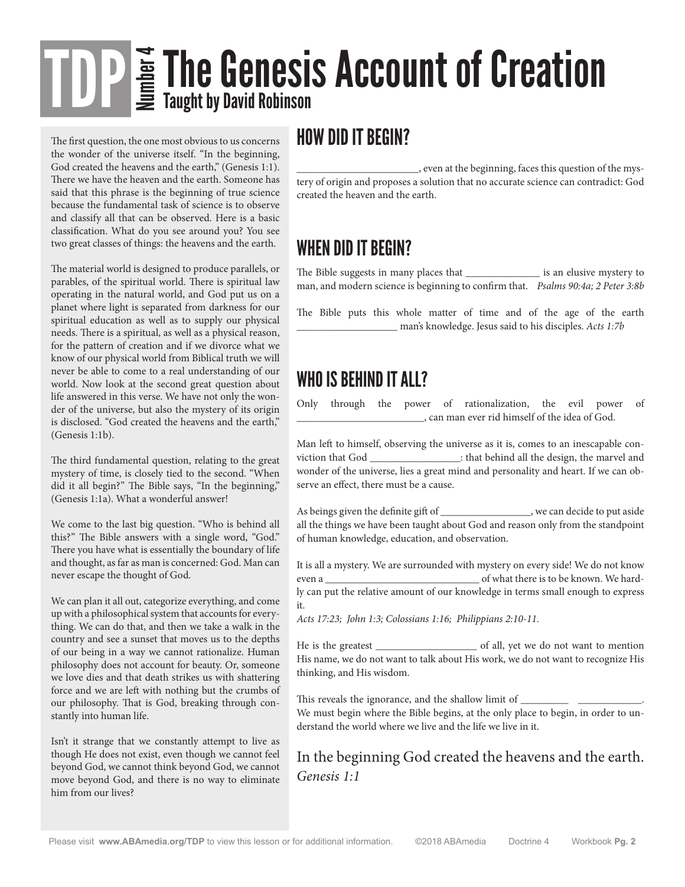# The Genesis Account of Creation

**TDP Number 4**

**Taught by David Robinson**

The first question, the one most obvious to us concerns the wonder of the universe itself. "In the beginning, God created the heavens and the earth," (Genesis 1:1). There we have the heaven and the earth. Someone has said that this phrase is the beginning of true science because the fundamental task of science is to observe and classify all that can be observed. Here is a basic classification. What do you see around you? You see two great classes of things: the heavens and the earth.

The material world is designed to produce parallels, or parables, of the spiritual world. There is spiritual law operating in the natural world, and God put us on a planet where light is separated from darkness for our spiritual education as well as to supply our physical needs. There is a spiritual, as well as a physical reason, for the pattern of creation and if we divorce what we know of our physical world from Biblical truth we will never be able to come to a real understanding of our world. Now look at the second great question about life answered in this verse. We have not only the wonder of the universe, but also the mystery of its origin is disclosed. "God created the heavens and the earth," (Genesis 1:1b).

The third fundamental question, relating to the great mystery of time, is closely tied to the second. "When did it all begin?" The Bible says, "In the beginning," (Genesis 1:1a). What a wonderful answer!

We come to the last big question. "Who is behind all this?" The Bible answers with a single word, "God." There you have what is essentially the boundary of life and thought, as far as man is concerned: God. Man can never escape the thought of God.

We can plan it all out, categorize everything, and come up with a philosophical system that accounts for everything. We can do that, and then we take a walk in the country and see a sunset that moves us to the depths of our being in a way we cannot rationalize. Human philosophy does not account for beauty. Or, someone we love dies and that death strikes us with shattering force and we are left with nothing but the crumbs of our philosophy. That is God, breaking through constantly into human life.

Isn't it strange that we constantly attempt to live as though He does not exist, even though we cannot feel beyond God, we cannot think beyond God, we cannot move beyond God, and there is no way to eliminate him from our lives?

## HOW DID IT BEGIN?

_______________________, even at the beginning, faces this question of the mystery of origin and proposes a solution that no accurate science can contradict: God created the heaven and the earth.

## WHEN DID IT BEGIN?

The Bible suggests in many places that ______________ is an elusive mystery to man, and modern science is beginning to confirm that. *Psalms 90:4a; 2 Peter 3:8b*

The Bible puts this whole matter of time and of the age of the earth ____________________ man's knowledge. Jesus said to his disciples. *Acts 1:7b*

## WHO IS BEHIND IT ALL?

Only through the power of rationalization, the evil power of _________________________, can man ever rid himself of the idea of God.

Man left to himself, observing the universe as it is, comes to an inescapable conviction that God _________________: that behind all the design, the marvel and wonder of the universe, lies a great mind and personality and heart. If we can observe an effect, there must be a cause.

As beings given the definite gift of _________________, we can decide to put aside all the things we have been taught about God and reason only from the standpoint of human knowledge, education, and observation.

It is all a mystery. We are surrounded with mystery on every side! We do not know even a ______________________________ of what there is to be known. We hardly can put the relative amount of our knowledge in terms small enough to express it.

*Acts 17:23; John 1:3; Colossians 1:16; Philippians 2:10-11.*

He is the greatest ___________________ of all, yet we do not want to mention His name, we do not want to talk about His work, we do not want to recognize His thinking, and His wisdom.

This reveals the ignorance, and the shallow limit of _________ ____________. We must begin where the Bible begins, at the only place to begin, in order to understand the world where we live and the life we live in it.

In the beginning God created the heavens and the earth.
*Genesis 1:1*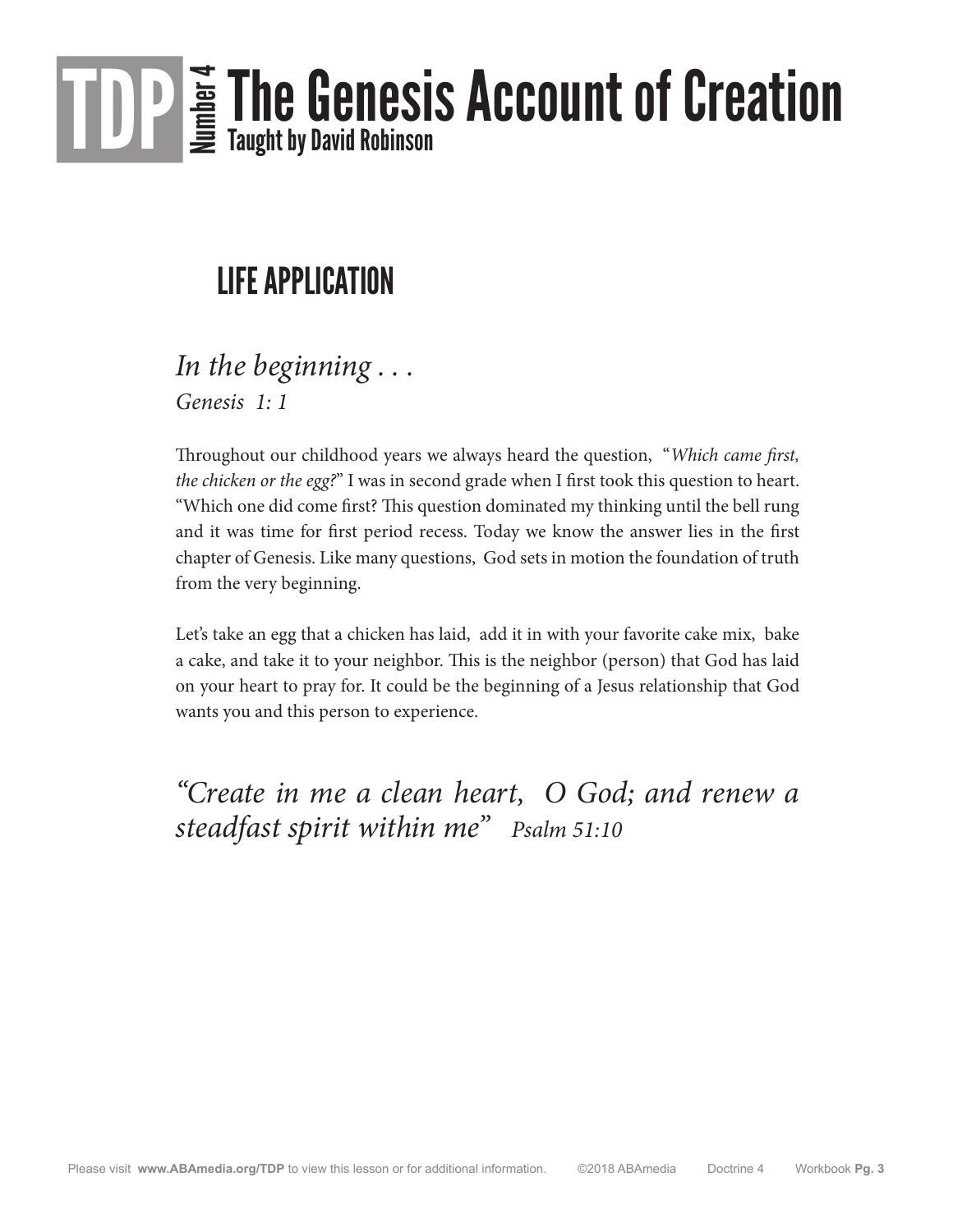# TDP Number 4 The Genesis Account of Creation

Taught by David Robinson

## LIFE APPLICATION

*In the beginning . . .*
*Genesis 1: 1*

Throughout our childhood years we always heard the question, "*Which came first, the chicken or the egg?*" I was in second grade when I first took this question to heart. "Which one did come first? This question dominated my thinking until the bell rung and it was time for first period recess. Today we know the answer lies in the first chapter of Genesis. Like many questions, God sets in motion the foundation of truth from the very beginning.

Let's take an egg that a chicken has laid, add it in with your favorite cake mix, bake a cake, and take it to your neighbor. This is the neighbor (person) that God has laid on your heart to pray for. It could be the beginning of a Jesus relationship that God wants you and this person to experience.

*"Create in me a clean heart, O God; and renew a steadfast spirit within me" Psalm 51:10*